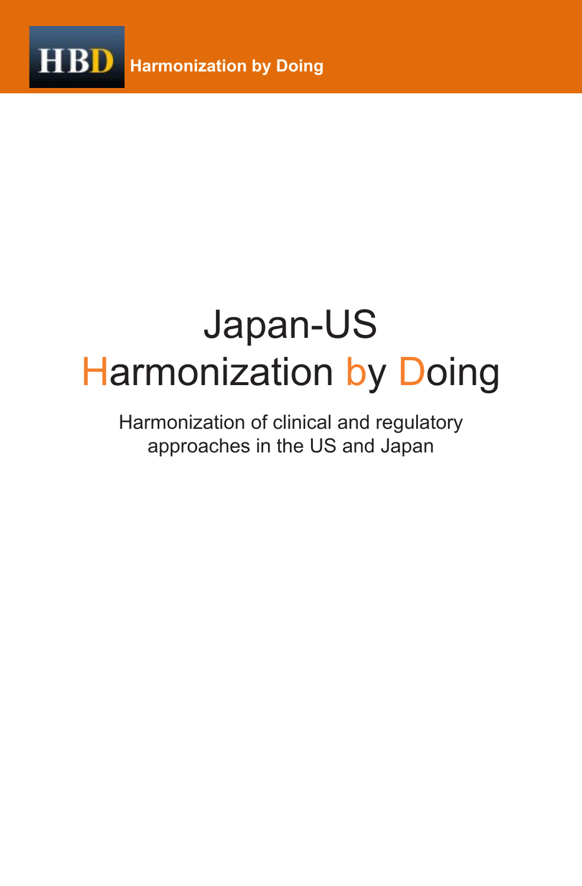HBD Harmonization by Doing

# Japan-US Harmonization by Doing

Harmonization of clinical and regulatory approaches in the US and Japan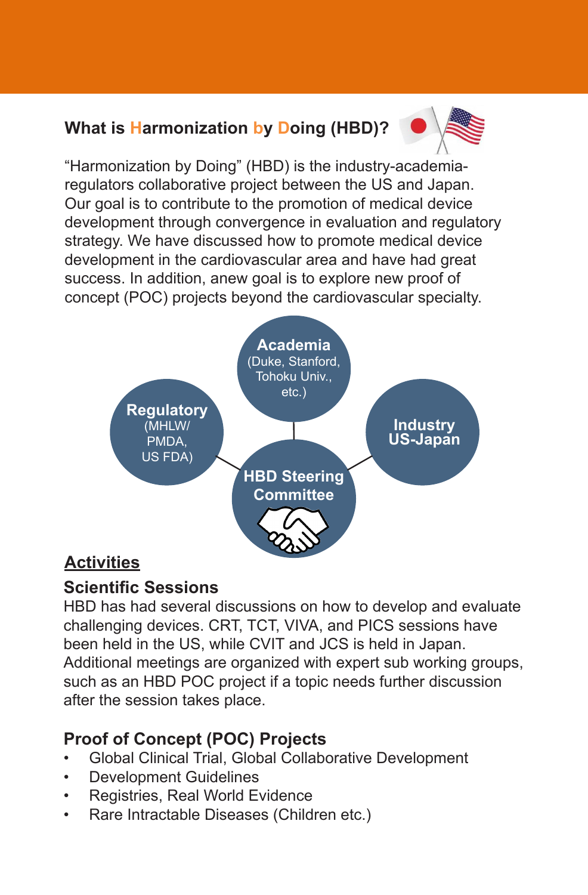## What is Harmonization by Doing (HBD)?

"Harmonization by Doing" (HBD) is the industry-academia-regulators collaborative project between the US and Japan. Our goal is to contribute to the promotion of medical device development through convergence in evaluation and regulatory strategy. We have discussed how to promote medical device development in the cardiovascular area and have had great success. In addition, anew goal is to explore new proof of concept (POC) projects beyond the cardiovascular specialty.

**Academia** (Duke, Stanford, Tohoku Univ., etc.)

**Regulatory** (MHLW/ PMDA, US FDA)

**Industry US-Japan**

**HBD Steering Committee**

## Activities

### Scientific Sessions

HBD has had several discussions on how to develop and evaluate challenging devices. CRT, TCT, VIVA, and PICS sessions have been held in the US, while CVIT and JCS is held in Japan. Additional meetings are organized with expert sub working groups, such as an HBD POC project if a topic needs further discussion after the session takes place.

### Proof of Concept (POC) Projects

- Global Clinical Trial, Global Collaborative Development
- Development Guidelines
- Registries, Real World Evidence
- Rare Intractable Diseases (Children etc.)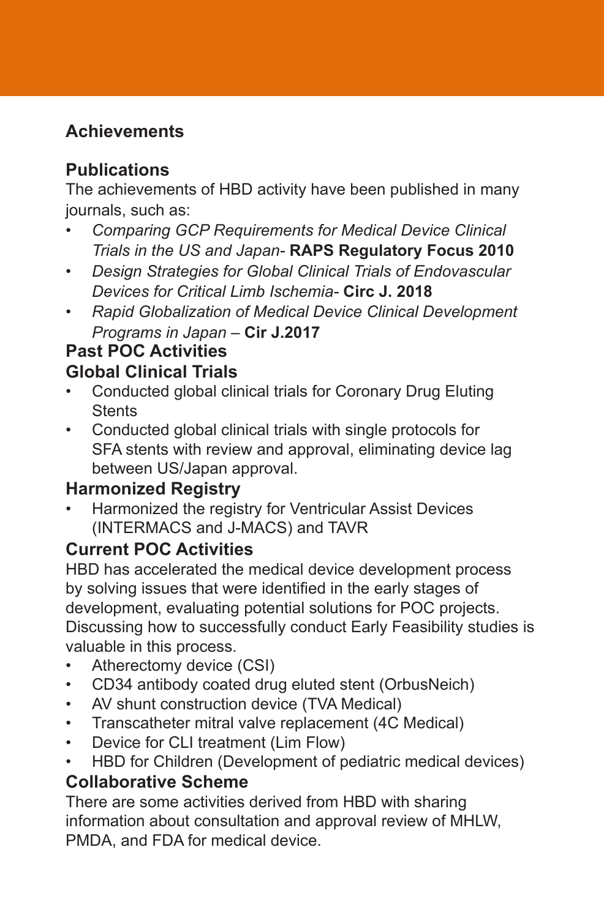## Achievements

### Publications

The achievements of HBD activity have been published in many journals, such as:

- *Comparing GCP Requirements for Medical Device Clinical Trials in the US and Japan-* **RAPS Regulatory Focus 2010**
- *Design Strategies for Global Clinical Trials of Endovascular Devices for Critical Limb Ischemia-* **Circ J. 2018**
- *Rapid Globalization of Medical Device Clinical Development Programs in Japan* – **Cir J.2017**

### Past POC Activities

### Global Clinical Trials

- Conducted global clinical trials for Coronary Drug Eluting Stents
- Conducted global clinical trials with single protocols for SFA stents with review and approval, eliminating device lag between US/Japan approval.

### Harmonized Registry

- Harmonized the registry for Ventricular Assist Devices (INTERMACS and J-MACS) and TAVR

### Current POC Activities

HBD has accelerated the medical device development process by solving issues that were identified in the early stages of development, evaluating potential solutions for POC projects. Discussing how to successfully conduct Early Feasibility studies is valuable in this process.

- Atherectomy device (CSI)
- CD34 antibody coated drug eluted stent (OrbusNeich)
- AV shunt construction device (TVA Medical)
- Transcatheter mitral valve replacement (4C Medical)
- Device for CLI treatment (Lim Flow)
- HBD for Children (Development of pediatric medical devices)

### Collaborative Scheme

There are some activities derived from HBD with sharing information about consultation and approval review of MHLW, PMDA, and FDA for medical device.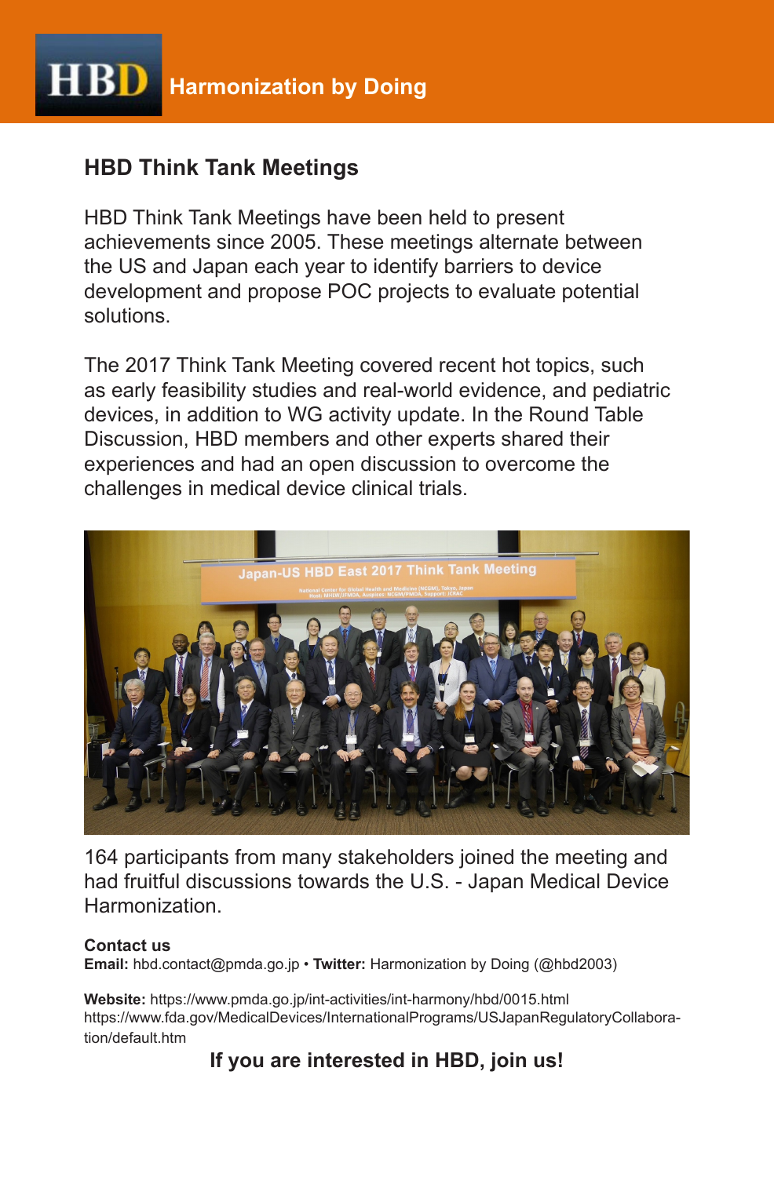**HBD** Harmonization by Doing

## HBD Think Tank Meetings

HBD Think Tank Meetings have been held to present achievements since 2005. These meetings alternate between the US and Japan each year to identify barriers to device development and propose POC projects to evaluate potential solutions.

The 2017 Think Tank Meeting covered recent hot topics, such as early feasibility studies and real-world evidence, and pediatric devices, in addition to WG activity update. In the Round Table Discussion, HBD members and other experts shared their experiences and had an open discussion to overcome the challenges in medical device clinical trials.

164 participants from many stakeholders joined the meeting and had fruitful discussions towards the U.S. - Japan Medical Device Harmonization.

**Contact us**
**Email:** hbd.contact@pmda.go.jp • **Twitter:** Harmonization by Doing (@hbd2003)

**Website:** https://www.pmda.go.jp/int-activities/int-harmony/hbd/0015.html
https://www.fda.gov/MedicalDevices/InternationalPrograms/USJapanRegulatoryCollaboration/default.htm

**If you are interested in HBD, join us!**